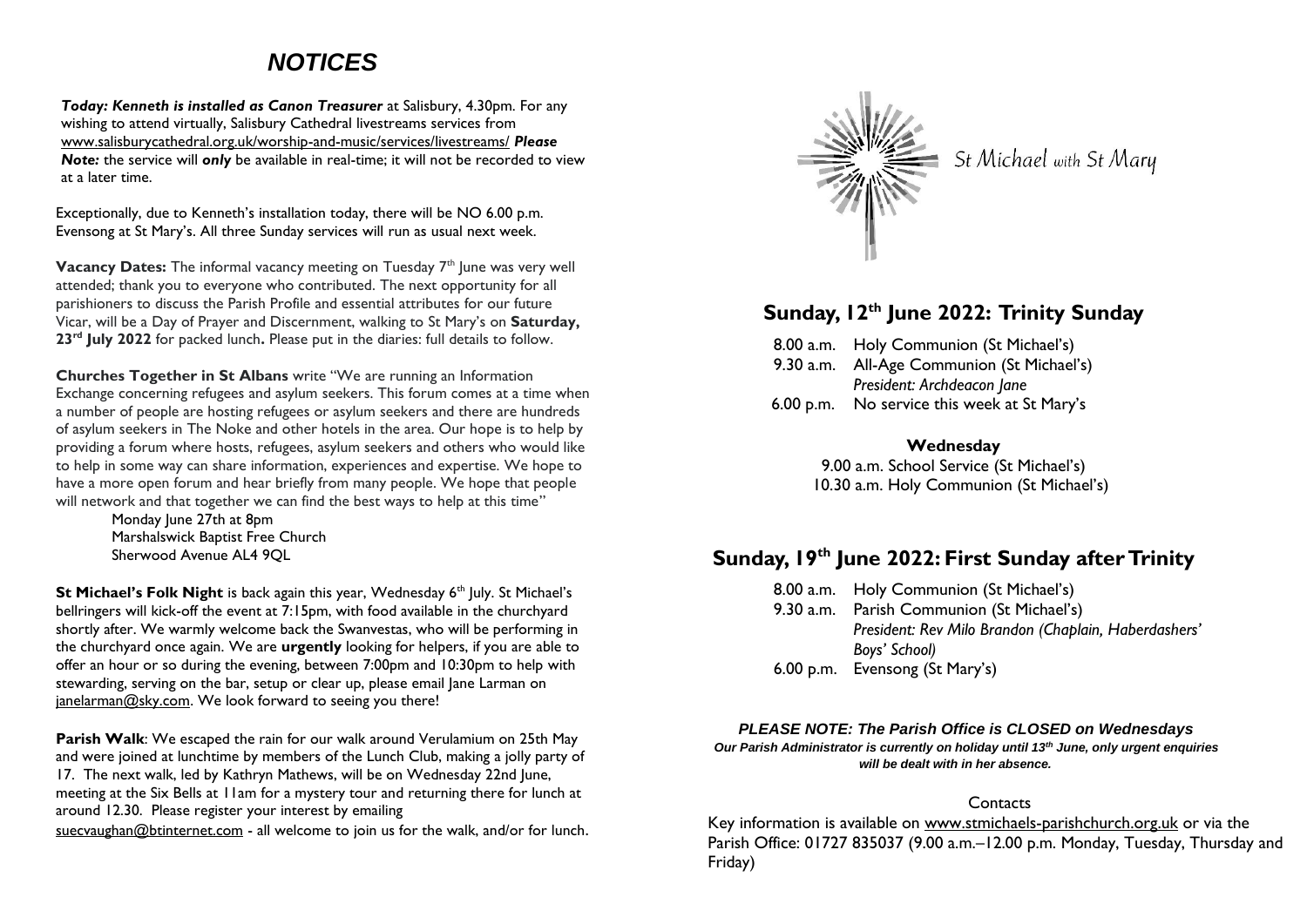# NOTICES

***Today: Kenneth is installed as Canon Treasurer*** at Salisbury, 4.30pm. For any wishing to attend virtually, Salisbury Cathedral livestreams services from www.salisburycathedral.org.uk/worship-and-music/services/livestreams/ ***Please Note:*** the service will ***only*** be available in real-time; it will not be recorded to view at a later time.

Exceptionally, due to Kenneth's installation today, there will be NO 6.00 p.m. Evensong at St Mary's. All three Sunday services will run as usual next week.

**Vacancy Dates:** The informal vacancy meeting on Tuesday 7th June was very well attended; thank you to everyone who contributed. The next opportunity for all parishioners to discuss the Parish Profile and essential attributes for our future Vicar, will be a Day of Prayer and Discernment, walking to St Mary's on **Saturday, 23rd July 2022** for packed lunch**.** Please put in the diaries: full details to follow.

**Churches Together in St Albans** write "We are running an Information Exchange concerning refugees and asylum seekers. This forum comes at a time when a number of people are hosting refugees or asylum seekers and there are hundreds of asylum seekers in The Noke and other hotels in the area. Our hope is to help by providing a forum where hosts, refugees, asylum seekers and others who would like to help in some way can share information, experiences and expertise. We hope to have a more open forum and hear briefly from many people. We hope that people will network and that together we can find the best ways to help at this time"

Monday June 27th at 8pm
Marshalswick Baptist Free Church
Sherwood Avenue AL4 9QL

**St Michael's Folk Night** is back again this year, Wednesday 6th July. St Michael's bellringers will kick-off the event at 7:15pm, with food available in the churchyard shortly after. We warmly welcome back the Swanvestas, who will be performing in the churchyard once again. We are **urgently** looking for helpers, if you are able to offer an hour or so during the evening, between 7:00pm and 10:30pm to help with stewarding, serving on the bar, setup or clear up, please email Jane Larman on janelarman@sky.com. We look forward to seeing you there!

**Parish Walk**: We escaped the rain for our walk around Verulamium on 25th May and were joined at lunchtime by members of the Lunch Club, making a jolly party of 17. The next walk, led by Kathryn Mathews, will be on Wednesday 22nd June, meeting at the Six Bells at 11am for a mystery tour and returning there for lunch at around 12.30. Please register your interest by emailing suecvaughan@btinternet.com - all welcome to join us for the walk, and/or for lunch.

St Michael *with* St Mary

## Sunday, 12th June 2022: Trinity Sunday

8.00 a.m. Holy Communion (St Michael's)
9.30 a.m. All-Age Communion (St Michael's)
*President: Archdeacon Jane*
6.00 p.m. No service this week at St Mary's

**Wednesday**

9.00 a.m. School Service (St Michael's)
10.30 a.m. Holy Communion (St Michael's)

## Sunday, 19th June 2022: First Sunday after Trinity

8.00 a.m. Holy Communion (St Michael's)
9.30 a.m. Parish Communion (St Michael's)
*President: Rev Milo Brandon (Chaplain, Haberdashers' Boys' School)*
6.00 p.m. Evensong (St Mary's)

***PLEASE NOTE: The Parish Office is CLOSED on Wednesdays***

***Our Parish Administrator is currently on holiday until 13th June, only urgent enquiries will be dealt with in her absence.***

Contacts

Key information is available on www.stmichaels-parishchurch.org.uk or via the Parish Office: 01727 835037 (9.00 a.m.–12.00 p.m. Monday, Tuesday, Thursday and Friday)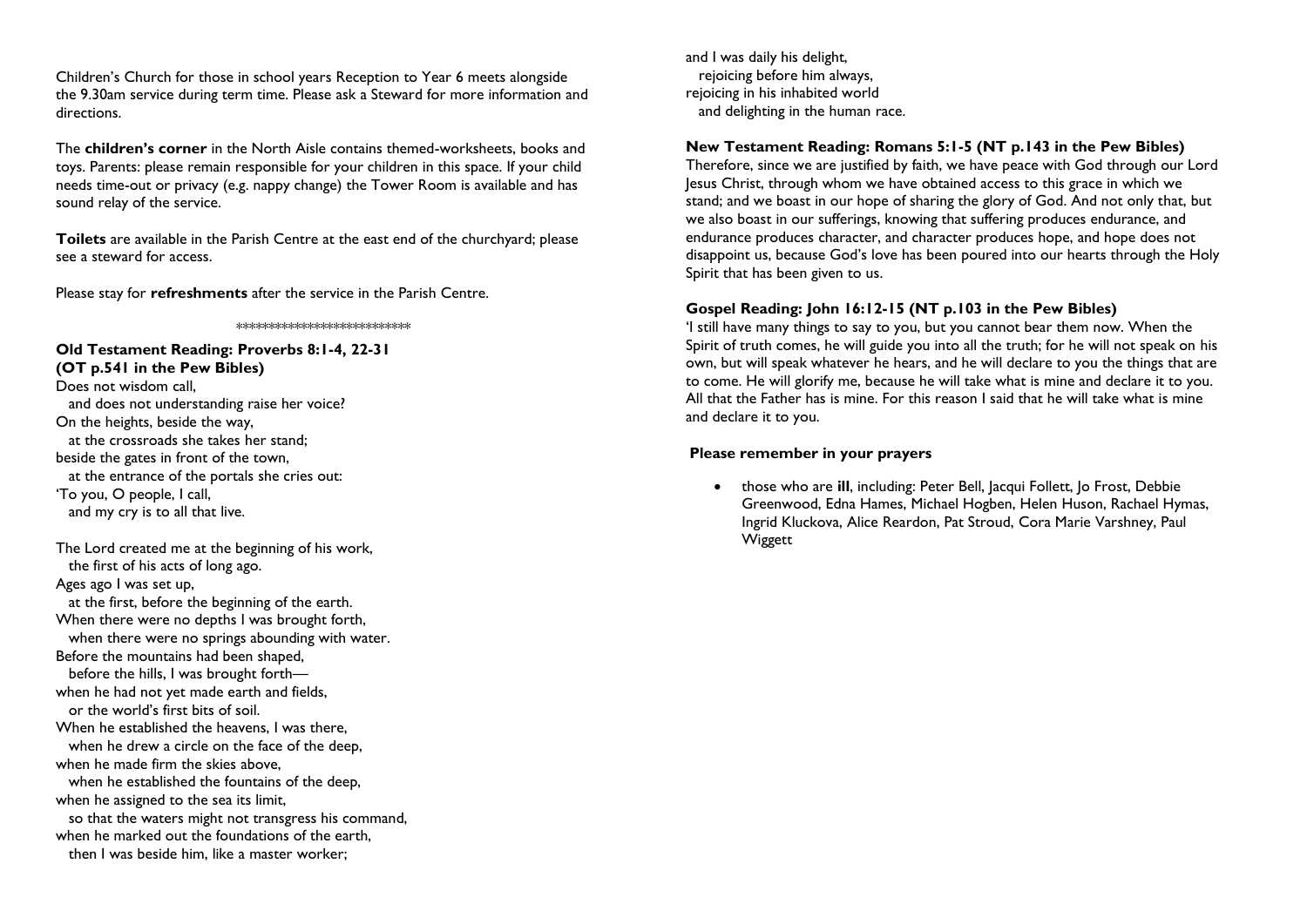Children's Church for those in school years Reception to Year 6 meets alongside the 9.30am service during term time. Please ask a Steward for more information and directions.

The **children's corner** in the North Aisle contains themed-worksheets, books and toys. Parents: please remain responsible for your children in this space. If your child needs time-out or privacy (e.g. nappy change) the Tower Room is available and has sound relay of the service.

**Toilets** are available in the Parish Centre at the east end of the churchyard; please see a steward for access.

Please stay for **refreshments** after the service in the Parish Centre.

\*\*\*\*\*\*\*\*\*\*\*\*\*\*\*\*\*\*\*\*\*\*\*\*\*\*\*

**Old Testament Reading: Proverbs 8:1-4, 22-31**
**(OT p.541 in the Pew Bibles)**

Does not wisdom call,
  and does not understanding raise her voice?
On the heights, beside the way,
  at the crossroads she takes her stand;
beside the gates in front of the town,
  at the entrance of the portals she cries out:
'To you, O people, I call,
  and my cry is to all that live.

The Lord created me at the beginning of his work,
  the first of his acts of long ago.
Ages ago I was set up,
  at the first, before the beginning of the earth.
When there were no depths I was brought forth,
  when there were no springs abounding with water.
Before the mountains had been shaped,
  before the hills, I was brought forth—
when he had not yet made earth and fields,
  or the world's first bits of soil.
When he established the heavens, I was there,
  when he drew a circle on the face of the deep,
when he made firm the skies above,
  when he established the fountains of the deep,
when he assigned to the sea its limit,
  so that the waters might not transgress his command,
when he marked out the foundations of the earth,
  then I was beside him, like a master worker;
and I was daily his delight,
  rejoicing before him always,
rejoicing in his inhabited world
  and delighting in the human race.

**New Testament Reading: Romans 5:1-5 (NT p.143 in the Pew Bibles)**

Therefore, since we are justified by faith, we have peace with God through our Lord Jesus Christ, through whom we have obtained access to this grace in which we stand; and we boast in our hope of sharing the glory of God. And not only that, but we also boast in our sufferings, knowing that suffering produces endurance, and endurance produces character, and character produces hope, and hope does not disappoint us, because God's love has been poured into our hearts through the Holy Spirit that has been given to us.

**Gospel Reading: John 16:12-15 (NT p.103 in the Pew Bibles)**

'I still have many things to say to you, but you cannot bear them now. When the Spirit of truth comes, he will guide you into all the truth; for he will not speak on his own, but will speak whatever he hears, and he will declare to you the things that are to come. He will glorify me, because he will take what is mine and declare it to you. All that the Father has is mine. For this reason I said that he will take what is mine and declare it to you.

**Please remember in your prayers**

- those who are **ill**, including: Peter Bell, Jacqui Follett, Jo Frost, Debbie Greenwood, Edna Hames, Michael Hogben, Helen Huson, Rachael Hymas, Ingrid Kluckova, Alice Reardon, Pat Stroud, Cora Marie Varshney, Paul Wiggett